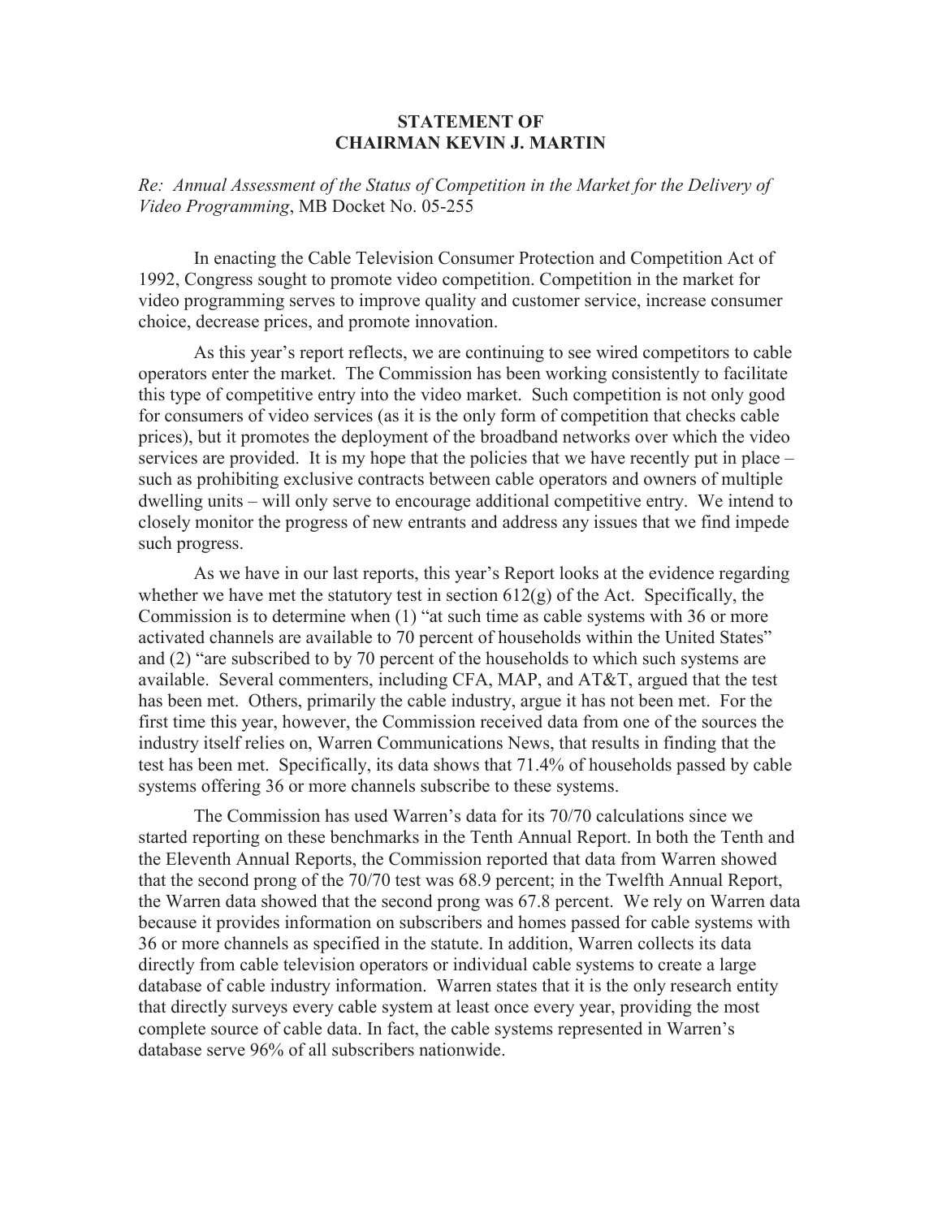# STATEMENT OF
# CHAIRMAN KEVIN J. MARTIN

*Re: Annual Assessment of the Status of Competition in the Market for the Delivery of Video Programming*, MB Docket No. 05-255

In enacting the Cable Television Consumer Protection and Competition Act of 1992, Congress sought to promote video competition. Competition in the market for video programming serves to improve quality and customer service, increase consumer choice, decrease prices, and promote innovation.

As this year's report reflects, we are continuing to see wired competitors to cable operators enter the market. The Commission has been working consistently to facilitate this type of competitive entry into the video market. Such competition is not only good for consumers of video services (as it is the only form of competition that checks cable prices), but it promotes the deployment of the broadband networks over which the video services are provided. It is my hope that the policies that we have recently put in place – such as prohibiting exclusive contracts between cable operators and owners of multiple dwelling units – will only serve to encourage additional competitive entry. We intend to closely monitor the progress of new entrants and address any issues that we find impede such progress.

As we have in our last reports, this year's Report looks at the evidence regarding whether we have met the statutory test in section 612(g) of the Act. Specifically, the Commission is to determine when (1) "at such time as cable systems with 36 or more activated channels are available to 70 percent of households within the United States" and (2) "are subscribed to by 70 percent of the households to which such systems are available. Several commenters, including CFA, MAP, and AT&T, argued that the test has been met. Others, primarily the cable industry, argue it has not been met. For the first time this year, however, the Commission received data from one of the sources the industry itself relies on, Warren Communications News, that results in finding that the test has been met. Specifically, its data shows that 71.4% of households passed by cable systems offering 36 or more channels subscribe to these systems.

The Commission has used Warren's data for its 70/70 calculations since we started reporting on these benchmarks in the Tenth Annual Report. In both the Tenth and the Eleventh Annual Reports, the Commission reported that data from Warren showed that the second prong of the 70/70 test was 68.9 percent; in the Twelfth Annual Report, the Warren data showed that the second prong was 67.8 percent. We rely on Warren data because it provides information on subscribers and homes passed for cable systems with 36 or more channels as specified in the statute. In addition, Warren collects its data directly from cable television operators or individual cable systems to create a large database of cable industry information. Warren states that it is the only research entity that directly surveys every cable system at least once every year, providing the most complete source of cable data. In fact, the cable systems represented in Warren's database serve 96% of all subscribers nationwide.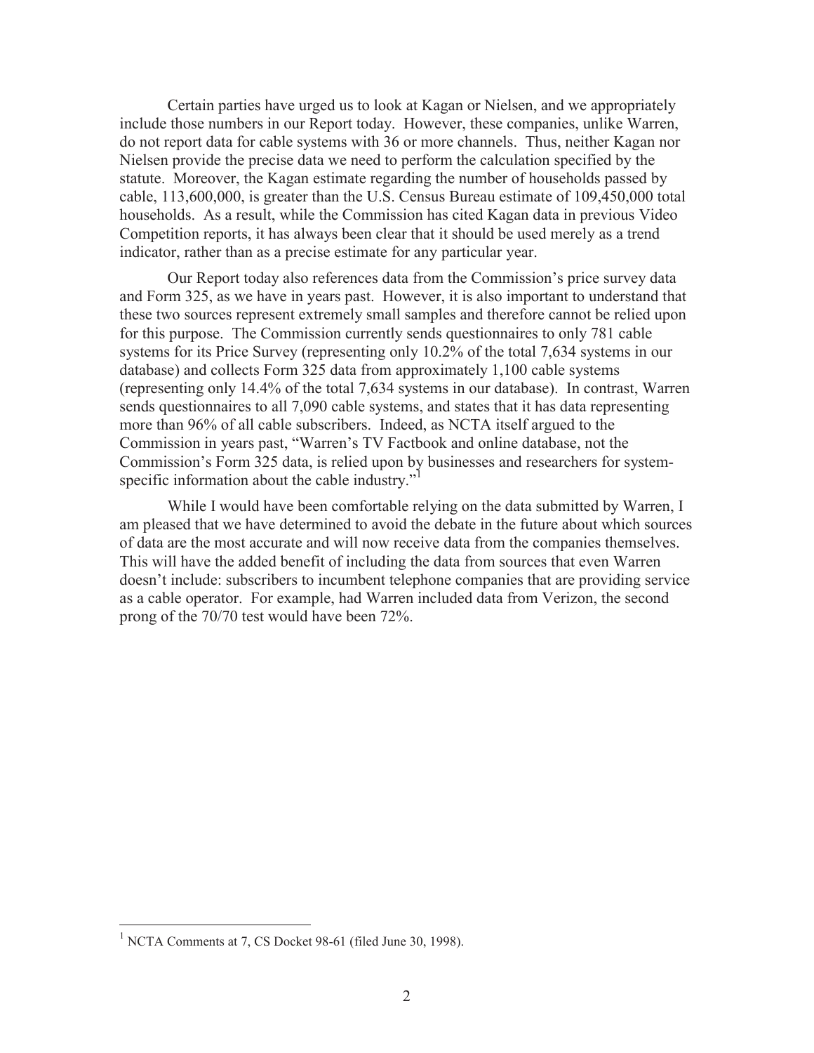Certain parties have urged us to look at Kagan or Nielsen, and we appropriately include those numbers in our Report today. However, these companies, unlike Warren, do not report data for cable systems with 36 or more channels. Thus, neither Kagan nor Nielsen provide the precise data we need to perform the calculation specified by the statute. Moreover, the Kagan estimate regarding the number of households passed by cable, 113,600,000, is greater than the U.S. Census Bureau estimate of 109,450,000 total households. As a result, while the Commission has cited Kagan data in previous Video Competition reports, it has always been clear that it should be used merely as a trend indicator, rather than as a precise estimate for any particular year.

Our Report today also references data from the Commission's price survey data and Form 325, as we have in years past. However, it is also important to understand that these two sources represent extremely small samples and therefore cannot be relied upon for this purpose. The Commission currently sends questionnaires to only 781 cable systems for its Price Survey (representing only 10.2% of the total 7,634 systems in our database) and collects Form 325 data from approximately 1,100 cable systems (representing only 14.4% of the total 7,634 systems in our database). In contrast, Warren sends questionnaires to all 7,090 cable systems, and states that it has data representing more than 96% of all cable subscribers. Indeed, as NCTA itself argued to the Commission in years past, "Warren's TV Factbook and online database, not the Commission's Form 325 data, is relied upon by businesses and researchers for system-specific information about the cable industry."[1]

While I would have been comfortable relying on the data submitted by Warren, I am pleased that we have determined to avoid the debate in the future about which sources of data are the most accurate and will now receive data from the companies themselves. This will have the added benefit of including the data from sources that even Warren doesn't include: subscribers to incumbent telephone companies that are providing service as a cable operator. For example, had Warren included data from Verizon, the second prong of the 70/70 test would have been 72%.

---

[1] NCTA Comments at 7, CS Docket 98-61 (filed June 30, 1998).